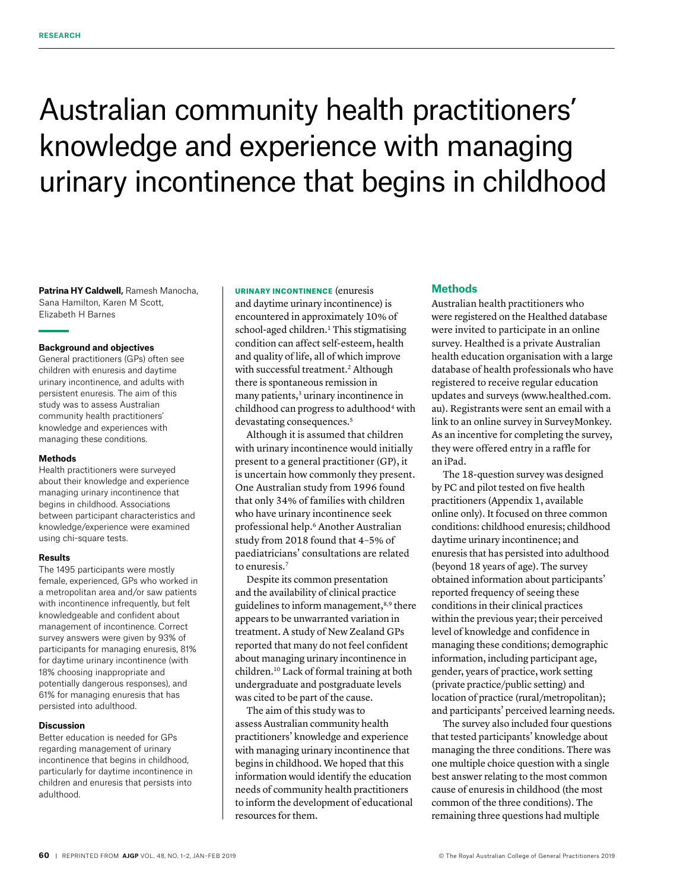# Australian community health practitioners' knowledge and experience with managing urinary incontinence that begins in childhood

**Patrina HY Caldwell,** Ramesh Manocha, Sana Hamilton, Karen M Scott, Elizabeth H Barnes

**Background and objectives**

General practitioners (GPs) often see children with enuresis and daytime urinary incontinence, and adults with persistent enuresis. The aim of this study was to assess Australian community health practitioners' knowledge and experiences with managing these conditions.

**Methods**

Health practitioners were surveyed about their knowledge and experience managing urinary incontinence that begins in childhood. Associations between participant characteristics and knowledge/experience were examined using chi-square tests.

**Results**

The 1495 participants were mostly female, experienced, GPs who worked in a metropolitan area and/or saw patients with incontinence infrequently, but felt knowledgeable and confident about management of incontinence. Correct survey answers were given by 93% of participants for managing enuresis, 81% for daytime urinary incontinence (with 18% choosing inappropriate and potentially dangerous responses), and 61% for managing enuresis that has persisted into adulthood.

**Discussion**

Better education is needed for GPs regarding management of urinary incontinence that begins in childhood, particularly for daytime incontinence in children and enuresis that persists into adulthood.

**URINARY INCONTINENCE** (enuresis and daytime urinary incontinence) is encountered in approximately 10% of school-aged children.[1] This stigmatising condition can affect self-esteem, health and quality of life, all of which improve with successful treatment.[2] Although there is spontaneous remission in many patients,[3] urinary incontinence in childhood can progress to adulthood[4] with devastating consequences.[5]

Although it is assumed that children with urinary incontinence would initially present to a general practitioner (GP), it is uncertain how commonly they present. One Australian study from 1996 found that only 34% of families with children who have urinary incontinence seek professional help.[6] Another Australian study from 2018 found that 4–5% of paediatricians' consultations are related to enuresis.[7]

Despite its common presentation and the availability of clinical practice guidelines to inform management,[8,9] there appears to be unwarranted variation in treatment. A study of New Zealand GPs reported that many do not feel confident about managing urinary incontinence in children.[10] Lack of formal training at both undergraduate and postgraduate levels was cited to be part of the cause.

The aim of this study was to assess Australian community health practitioners' knowledge and experience with managing urinary incontinence that begins in childhood. We hoped that this information would identify the education needs of community health practitioners to inform the development of educational resources for them.

## Methods

Australian health practitioners who were registered on the Healthed database were invited to participate in an online survey. Healthed is a private Australian health education organisation with a large database of health professionals who have registered to receive regular education updates and surveys (www.healthed.com.au). Registrants were sent an email with a link to an online survey in SurveyMonkey. As an incentive for completing the survey, they were offered entry in a raffle for an iPad.

The 18-question survey was designed by PC and pilot tested on five health practitioners (Appendix 1, available online only). It focused on three common conditions: childhood enuresis; childhood daytime urinary incontinence; and enuresis that has persisted into adulthood (beyond 18 years of age). The survey obtained information about participants' reported frequency of seeing these conditions in their clinical practices within the previous year; their perceived level of knowledge and confidence in managing these conditions; demographic information, including participant age, gender, years of practice, work setting (private practice/public setting) and location of practice (rural/metropolitan); and participants' perceived learning needs.

The survey also included four questions that tested participants' knowledge about managing the three conditions. There was one multiple choice question with a single best answer relating to the most common cause of enuresis in childhood (the most common of the three conditions). The remaining three questions had multiple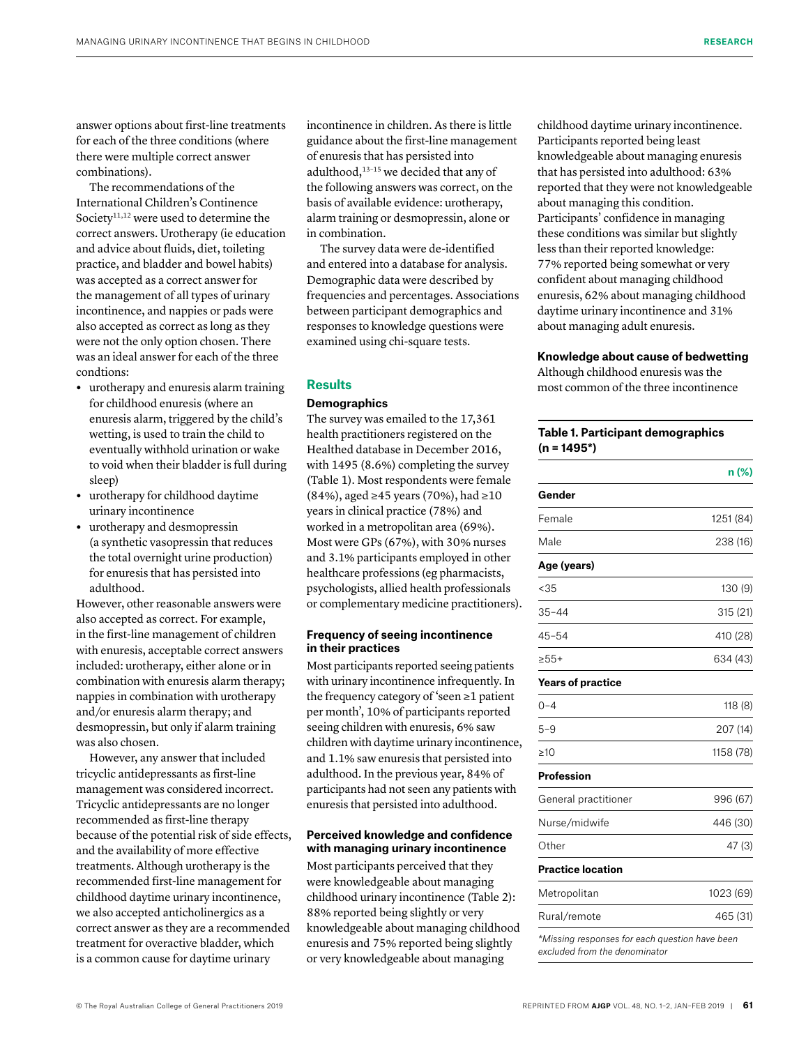answer options about first-line treatments for each of the three conditions (where there were multiple correct answer combinations).

The recommendations of the International Children's Continence Society[11,12] were used to determine the correct answers. Urotherapy (ie education and advice about fluids, diet, toileting practice, and bladder and bowel habits) was accepted as a correct answer for the management of all types of urinary incontinence, and nappies or pads were also accepted as correct as long as they were not the only option chosen. There was an ideal answer for each of the three condtions:

- urotherapy and enuresis alarm training for childhood enuresis (where an enuresis alarm, triggered by the child's wetting, is used to train the child to eventually withhold urination or wake to void when their bladder is full during sleep)
- urotherapy for childhood daytime urinary incontinence
- urotherapy and desmopressin (a synthetic vasopressin that reduces the total overnight urine production) for enuresis that has persisted into adulthood.

However, other reasonable answers were also accepted as correct. For example, in the first-line management of children with enuresis, acceptable correct answers included: urotherapy, either alone or in combination with enuresis alarm therapy; nappies in combination with urotherapy and/or enuresis alarm therapy; and desmopressin, but only if alarm training was also chosen.

However, any answer that included tricyclic antidepressants as first-line management was considered incorrect. Tricyclic antidepressants are no longer recommended as first-line therapy because of the potential risk of side effects, and the availability of more effective treatments. Although urotherapy is the recommended first-line management for childhood daytime urinary incontinence, we also accepted anticholinergics as a correct answer as they are a recommended treatment for overactive bladder, which is a common cause for daytime urinary incontinence in children. As there is little guidance about the first-line management of enuresis that has persisted into adulthood,[13–15] we decided that any of the following answers was correct, on the basis of available evidence: urotherapy, alarm training or desmopressin, alone or in combination.

The survey data were de-identified and entered into a database for analysis. Demographic data were described by frequencies and percentages. Associations between participant demographics and responses to knowledge questions were examined using chi-square tests.

## Results

### Demographics

The survey was emailed to the 17,361 health practitioners registered on the Healthed database in December 2016, with 1495 (8.6%) completing the survey (Table 1). Most respondents were female (84%), aged ≥45 years (70%), had ≥10 years in clinical practice (78%) and worked in a metropolitan area (69%). Most were GPs (67%), with 30% nurses and 3.1% participants employed in other healthcare professions (eg pharmacists, psychologists, allied health professionals or complementary medicine practitioners).

### Frequency of seeing incontinence in their practices

Most participants reported seeing patients with urinary incontinence infrequently. In the frequency category of 'seen ≥1 patient per month', 10% of participants reported seeing children with enuresis, 6% saw children with daytime urinary incontinence, and 1.1% saw enuresis that persisted into adulthood. In the previous year, 84% of participants had not seen any patients with enuresis that persisted into adulthood.

### Perceived knowledge and confidence with managing urinary incontinence

Most participants perceived that they were knowledgeable about managing childhood urinary incontinence (Table 2): 88% reported being slightly or very knowledgeable about managing childhood enuresis and 75% reported being slightly or very knowledgeable about managing childhood daytime urinary incontinence. Participants reported being least knowledgeable about managing enuresis that has persisted into adulthood: 63% reported that they were not knowledgeable about managing this condition. Participants' confidence in managing these conditions was similar but slightly less than their reported knowledge: 77% reported being somewhat or very confident about managing childhood enuresis, 62% about managing childhood daytime urinary incontinence and 31% about managing adult enuresis.

### Knowledge about cause of bedwetting

Although childhood enuresis was the most common of the three incontinence

**Table 1. Participant demographics (n = 1495\*)**

| | n (%) |
|---|---|
| **Gender** | |
| Female | 1251 (84) |
| Male | 238 (16) |
| **Age (years)** | |
| <35 | 130 (9) |
| 35–44 | 315 (21) |
| 45–54 | 410 (28) |
| ≥55+ | 634 (43) |
| **Years of practice** | |
| 0–4 | 118 (8) |
| 5–9 | 207 (14) |
| ≥10 | 1158 (78) |
| **Profession** | |
| General practitioner | 996 (67) |
| Nurse/midwife | 446 (30) |
| Other | 47 (3) |
| **Practice location** | |
| Metropolitan | 1023 (69) |
| Rural/remote | 465 (31) |

*\*Missing responses for each question have been excluded from the denominator*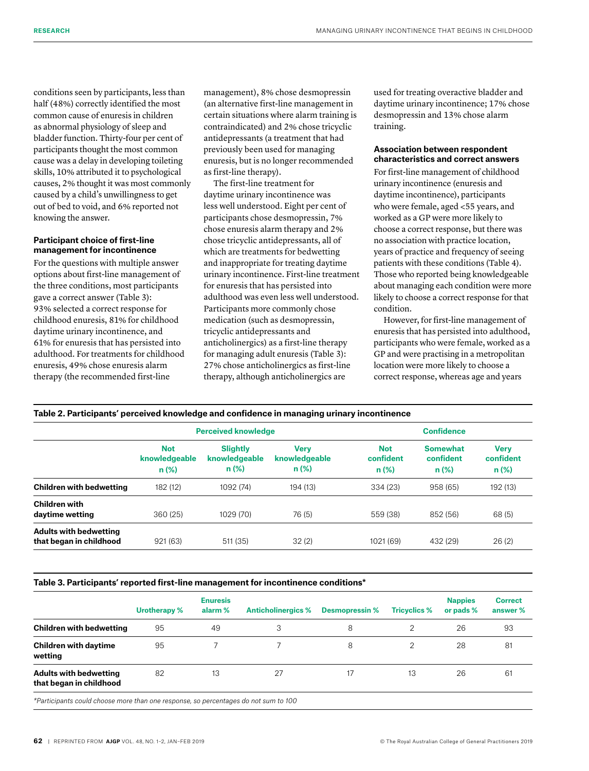conditions seen by participants, less than half (48%) correctly identified the most common cause of enuresis in children as abnormal physiology of sleep and bladder function. Thirty-four per cent of participants thought the most common cause was a delay in developing toileting skills, 10% attributed it to psychological causes, 2% thought it was most commonly caused by a child's unwillingness to get out of bed to void, and 6% reported not knowing the answer.

### Participant choice of first-line management for incontinence

For the questions with multiple answer options about first-line management of the three conditions, most participants gave a correct answer (Table 3): 93% selected a correct response for childhood enuresis, 81% for childhood daytime urinary incontinence, and 61% for enuresis that has persisted into adulthood. For treatments for childhood enuresis, 49% chose enuresis alarm therapy (the recommended first-line management), 8% chose desmopressin (an alternative first-line management in certain situations where alarm training is contraindicated) and 2% chose tricyclic antidepressants (a treatment that had previously been used for managing enuresis, but is no longer recommended as first-line therapy).

The first-line treatment for daytime urinary incontinence was less well understood. Eight per cent of participants chose desmopressin, 7% chose enuresis alarm therapy and 2% chose tricyclic antidepressants, all of which are treatments for bedwetting and inappropriate for treating daytime urinary incontinence. First-line treatment for enuresis that has persisted into adulthood was even less well understood. Participants more commonly chose medication (such as desmopressin, tricyclic antidepressants and anticholinergics) as a first-line therapy for managing adult enuresis (Table 3): 27% chose anticholinergics as first-line therapy, although anticholinergics are used for treating overactive bladder and daytime urinary incontinence; 17% chose desmopressin and 13% chose alarm training.

### Association between respondent characteristics and correct answers

For first-line management of childhood urinary incontinence (enuresis and daytime incontinence), participants who were female, aged <55 years, and worked as a GP were more likely to choose a correct response, but there was no association with practice location, years of practice and frequency of seeing patients with these conditions (Table 4). Those who reported being knowledgeable about managing each condition were more likely to choose a correct response for that condition.

However, for first-line management of enuresis that has persisted into adulthood, participants who were female, worked as a GP and were practising in a metropolitan location were more likely to choose a correct response, whereas age and years

**Table 2. Participants' perceived knowledge and confidence in managing urinary incontinence**

| | Perceived knowledge | | | Confidence | | |
|---|---|---|---|---|---|---|
| | Not knowledgeable n (%) | Slightly knowledgeable n (%) | Very knowledgeable n (%) | Not confident n (%) | Somewhat confident n (%) | Very confident n (%) |
| **Children with bedwetting** | 182 (12) | 1092 (74) | 194 (13) | 334 (23) | 958 (65) | 192 (13) |
| **Children with daytime wetting** | 360 (25) | 1029 (70) | 76 (5) | 559 (38) | 852 (56) | 68 (5) |
| **Adults with bedwetting that began in childhood** | 921 (63) | 511 (35) | 32 (2) | 1021 (69) | 432 (29) | 26 (2) |

**Table 3. Participants' reported first-line management for incontinence conditions***

| | Urotherapy % | Enuresis alarm % | Anticholinergics % | Desmopressin % | Tricyclics % | Nappies or pads % | Correct answer % |
|---|---|---|---|---|---|---|---|
| **Children with bedwetting** | 95 | 49 | 3 | 8 | 2 | 26 | 93 |
| **Children with daytime wetting** | 95 | 7 | 7 | 8 | 2 | 28 | 81 |
| **Adults with bedwetting that began in childhood** | 82 | 13 | 27 | 17 | 13 | 26 | 61 |

*\*Participants could choose more than one response, so percentages do not sum to 100*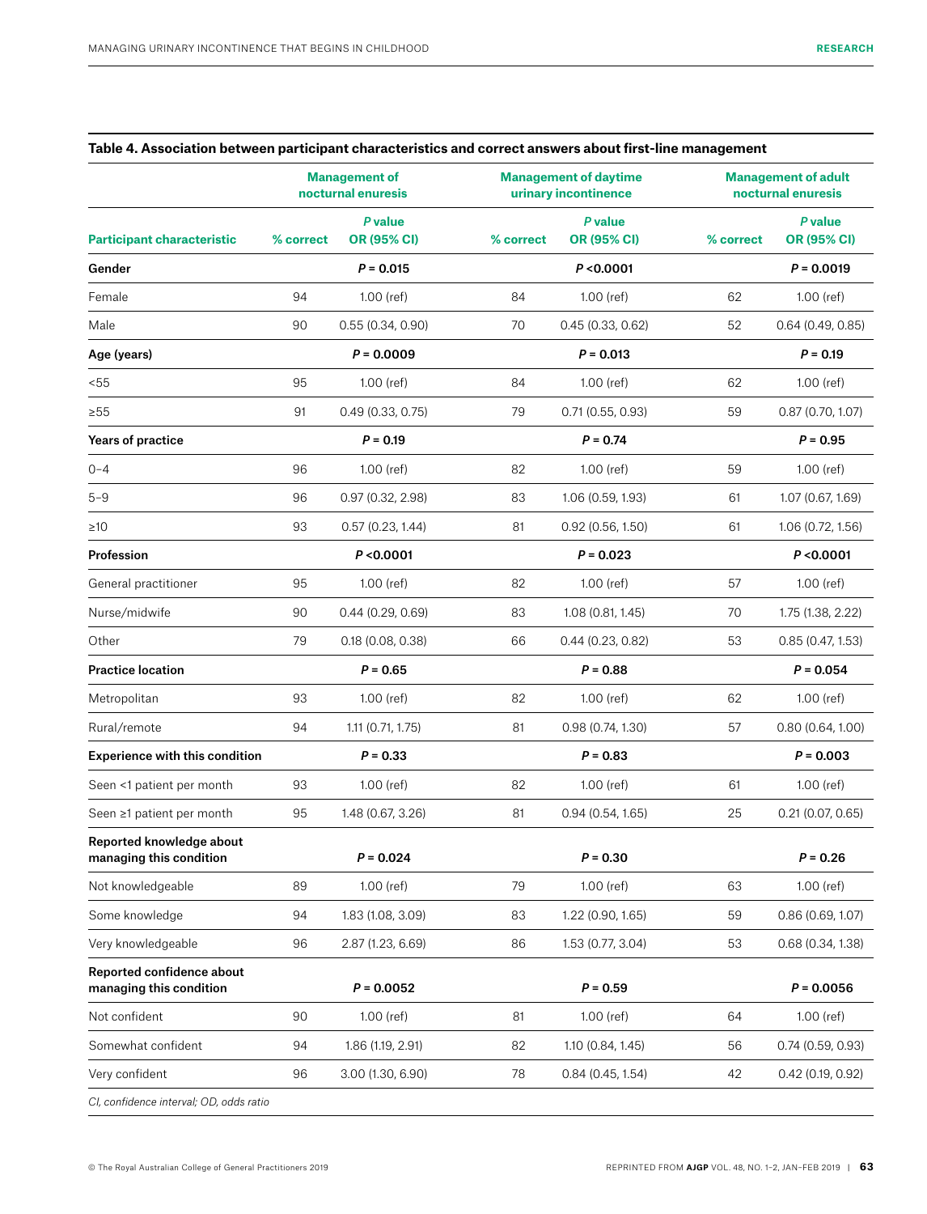**Table 4. Association between participant characteristics and correct answers about first-line management**

| Participant characteristic | Management of nocturnal enuresis | | Management of daytime urinary incontinence | | Management of adult nocturnal enuresis | |
|---|---|---|---|---|---|---|
| | % correct | *P* value OR (95% CI) | % correct | *P* value OR (95% CI) | % correct | *P* value OR (95% CI) |
| **Gender** | | ***P* = 0.015** | | ***P* <0.0001** | | ***P* = 0.0019** |
| Female | 94 | 1.00 (ref) | 84 | 1.00 (ref) | 62 | 1.00 (ref) |
| Male | 90 | 0.55 (0.34, 0.90) | 70 | 0.45 (0.33, 0.62) | 52 | 0.64 (0.49, 0.85) |
| **Age (years)** | | ***P* = 0.0009** | | ***P* = 0.013** | | ***P* = 0.19** |
| <55 | 95 | 1.00 (ref) | 84 | 1.00 (ref) | 62 | 1.00 (ref) |
| ≥55 | 91 | 0.49 (0.33, 0.75) | 79 | 0.71 (0.55, 0.93) | 59 | 0.87 (0.70, 1.07) |
| **Years of practice** | | ***P* = 0.19** | | ***P* = 0.74** | | ***P* = 0.95** |
| 0–4 | 96 | 1.00 (ref) | 82 | 1.00 (ref) | 59 | 1.00 (ref) |
| 5–9 | 96 | 0.97 (0.32, 2.98) | 83 | 1.06 (0.59, 1.93) | 61 | 1.07 (0.67, 1.69) |
| ≥10 | 93 | 0.57 (0.23, 1.44) | 81 | 0.92 (0.56, 1.50) | 61 | 1.06 (0.72, 1.56) |
| **Profession** | | ***P* <0.0001** | | ***P* = 0.023** | | ***P* <0.0001** |
| General practitioner | 95 | 1.00 (ref) | 82 | 1.00 (ref) | 57 | 1.00 (ref) |
| Nurse/midwife | 90 | 0.44 (0.29, 0.69) | 83 | 1.08 (0.81, 1.45) | 70 | 1.75 (1.38, 2.22) |
| Other | 79 | 0.18 (0.08, 0.38) | 66 | 0.44 (0.23, 0.82) | 53 | 0.85 (0.47, 1.53) |
| **Practice location** | | ***P* = 0.65** | | ***P* = 0.88** | | ***P* = 0.054** |
| Metropolitan | 93 | 1.00 (ref) | 82 | 1.00 (ref) | 62 | 1.00 (ref) |
| Rural/remote | 94 | 1.11 (0.71, 1.75) | 81 | 0.98 (0.74, 1.30) | 57 | 0.80 (0.64, 1.00) |
| **Experience with this condition** | | ***P* = 0.33** | | ***P* = 0.83** | | ***P* = 0.003** |
| Seen <1 patient per month | 93 | 1.00 (ref) | 82 | 1.00 (ref) | 61 | 1.00 (ref) |
| Seen ≥1 patient per month | 95 | 1.48 (0.67, 3.26) | 81 | 0.94 (0.54, 1.65) | 25 | 0.21 (0.07, 0.65) |
| **Reported knowledge about managing this condition** | | ***P* = 0.024** | | ***P* = 0.30** | | ***P* = 0.26** |
| Not knowledgeable | 89 | 1.00 (ref) | 79 | 1.00 (ref) | 63 | 1.00 (ref) |
| Some knowledge | 94 | 1.83 (1.08, 3.09) | 83 | 1.22 (0.90, 1.65) | 59 | 0.86 (0.69, 1.07) |
| Very knowledgeable | 96 | 2.87 (1.23, 6.69) | 86 | 1.53 (0.77, 3.04) | 53 | 0.68 (0.34, 1.38) |
| **Reported confidence about managing this condition** | | ***P* = 0.0052** | | ***P* = 0.59** | | ***P* = 0.0056** |
| Not confident | 90 | 1.00 (ref) | 81 | 1.00 (ref) | 64 | 1.00 (ref) |
| Somewhat confident | 94 | 1.86 (1.19, 2.91) | 82 | 1.10 (0.84, 1.45) | 56 | 0.74 (0.59, 0.93) |
| Very confident | 96 | 3.00 (1.30, 6.90) | 78 | 0.84 (0.45, 1.54) | 42 | 0.42 (0.19, 0.92) |

*CI, confidence interval; OD, odds ratio*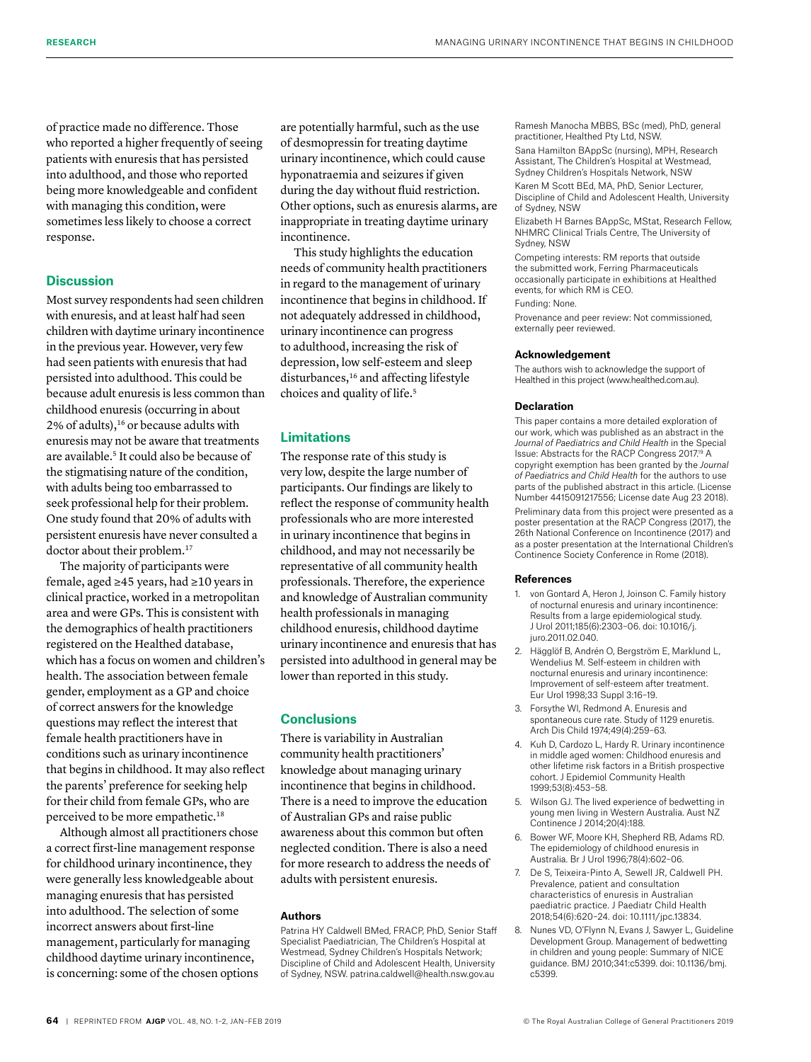of practice made no difference. Those who reported a higher frequently of seeing patients with enuresis that has persisted into adulthood, and those who reported being more knowledgeable and confident with managing this condition, were sometimes less likely to choose a correct response.

## Discussion

Most survey respondents had seen children with enuresis, and at least half had seen children with daytime urinary incontinence in the previous year. However, very few had seen patients with enuresis that had persisted into adulthood. This could be because adult enuresis is less common than childhood enuresis (occurring in about 2% of adults),[16] or because adults with enuresis may not be aware that treatments are available.[5] It could also be because of the stigmatising nature of the condition, with adults being too embarrassed to seek professional help for their problem. One study found that 20% of adults with persistent enuresis have never consulted a doctor about their problem.[17]

The majority of participants were female, aged ≥45 years, had ≥10 years in clinical practice, worked in a metropolitan area and were GPs. This is consistent with the demographics of health practitioners registered on the Healthed database, which has a focus on women and children's health. The association between female gender, employment as a GP and choice of correct answers for the knowledge questions may reflect the interest that female health practitioners have in conditions such as urinary incontinence that begins in childhood. It may also reflect the parents' preference for seeking help for their child from female GPs, who are perceived to be more empathetic.[18]

Although almost all practitioners chose a correct first-line management response for childhood urinary incontinence, they were generally less knowledgeable about managing enuresis that has persisted into adulthood. The selection of some incorrect answers about first-line management, particularly for managing childhood daytime urinary incontinence, is concerning: some of the chosen options are potentially harmful, such as the use of desmopressin for treating daytime urinary incontinence, which could cause hyponatraemia and seizures if given during the day without fluid restriction. Other options, such as enuresis alarms, are inappropriate in treating daytime urinary incontinence.

This study highlights the education needs of community health practitioners in regard to the management of urinary incontinence that begins in childhood. If not adequately addressed in childhood, urinary incontinence can progress to adulthood, increasing the risk of depression, low self-esteem and sleep disturbances,[16] and affecting lifestyle choices and quality of life.[5]

## Limitations

The response rate of this study is very low, despite the large number of participants. Our findings are likely to reflect the response of community health professionals who are more interested in urinary incontinence that begins in childhood, and may not necessarily be representative of all community health professionals. Therefore, the experience and knowledge of Australian community health professionals in managing childhood enuresis, childhood daytime urinary incontinence and enuresis that has persisted into adulthood in general may be lower than reported in this study.

## Conclusions

There is variability in Australian community health practitioners' knowledge about managing urinary incontinence that begins in childhood. There is a need to improve the education of Australian GPs and raise public awareness about this common but often neglected condition. There is also a need for more research to address the needs of adults with persistent enuresis.

### Authors

Patrina HY Caldwell BMed, FRACP, PhD, Senior Staff Specialist Paediatrician, The Children's Hospital at Westmead, Sydney Children's Hospitals Network; Discipline of Child and Adolescent Health, University of Sydney, NSW. patrina.caldwell@health.nsw.gov.au

Ramesh Manocha MBBS, BSc (med), PhD, general practitioner, Healthed Pty Ltd, NSW.

Sana Hamilton BAppSc (nursing), MPH, Research Assistant, The Children's Hospital at Westmead, Sydney Children's Hospitals Network, NSW

Karen M Scott BEd, MA, PhD, Senior Lecturer, Discipline of Child and Adolescent Health, University of Sydney, NSW

Elizabeth H Barnes BAppSc, MStat, Research Fellow, NHMRC Clinical Trials Centre, The University of Sydney, NSW

Competing interests: RM reports that outside the submitted work, Ferring Pharmaceuticals occasionally participate in exhibitions at Healthed events, for which RM is CEO.

Funding: None.

Provenance and peer review: Not commissioned, externally peer reviewed.

### Acknowledgement

The authors wish to acknowledge the support of Healthed in this project (www.healthed.com.au).

### Declaration

This paper contains a more detailed exploration of our work, which was published as an abstract in the *Journal of Paediatrics and Child Health* in the Special Issue: Abstracts for the RACP Congress 2017.[19] A copyright exemption has been granted by the *Journal of Paediatrics and Child Health* for the authors to use parts of the published abstract in this article. (License Number 4415091217556; License date Aug 23 2018).

Preliminary data from this project were presented as a poster presentation at the RACP Congress (2017), the 26th National Conference on Incontinence (2017) and as a poster presentation at the International Children's Continence Society Conference in Rome (2018).

### References

1. von Gontard A, Heron J, Joinson C. Family history of nocturnal enuresis and urinary incontinence: Results from a large epidemiological study. J Urol 2011;185(6):2303–06. doi: 10.1016/j.juro.2011.02.040.
2. Hägglöf B, Andrén O, Bergström E, Marklund L, Wendelius M. Self-esteem in children with nocturnal enuresis and urinary incontinence: Improvement of self-esteem after treatment. Eur Urol 1998;33 Suppl 3:16–19.
3. Forsythe WI, Redmond A. Enuresis and spontaneous cure rate. Study of 1129 enuretis. Arch Dis Child 1974;49(4):259–63.
4. Kuh D, Cardozo L, Hardy R. Urinary incontinence in middle aged women: Childhood enuresis and other lifetime risk factors in a British prospective cohort. J Epidemiol Community Health 1999;53(8):453–58.
5. Wilson GJ. The lived experience of bedwetting in young men living in Western Australia. Aust NZ Continence J 2014;20(4):188.
6. Bower WF, Moore KH, Shepherd RB, Adams RD. The epidemiology of childhood enuresis in Australia. Br J Urol 1996;78(4):602–06.
7. De S, Teixeira-Pinto A, Sewell JR, Caldwell PH. Prevalence, patient and consultation characteristics of enuresis in Australian paediatric practice. J Paediatr Child Health 2018;54(6):620–24. doi: 10.1111/jpc.13834.
8. Nunes VD, O'Flynn N, Evans J, Sawyer L, Guideline Development Group. Management of bedwetting in children and young people: Summary of NICE guidance. BMJ 2010;341:c5399. doi: 10.1136/bmj.c5399.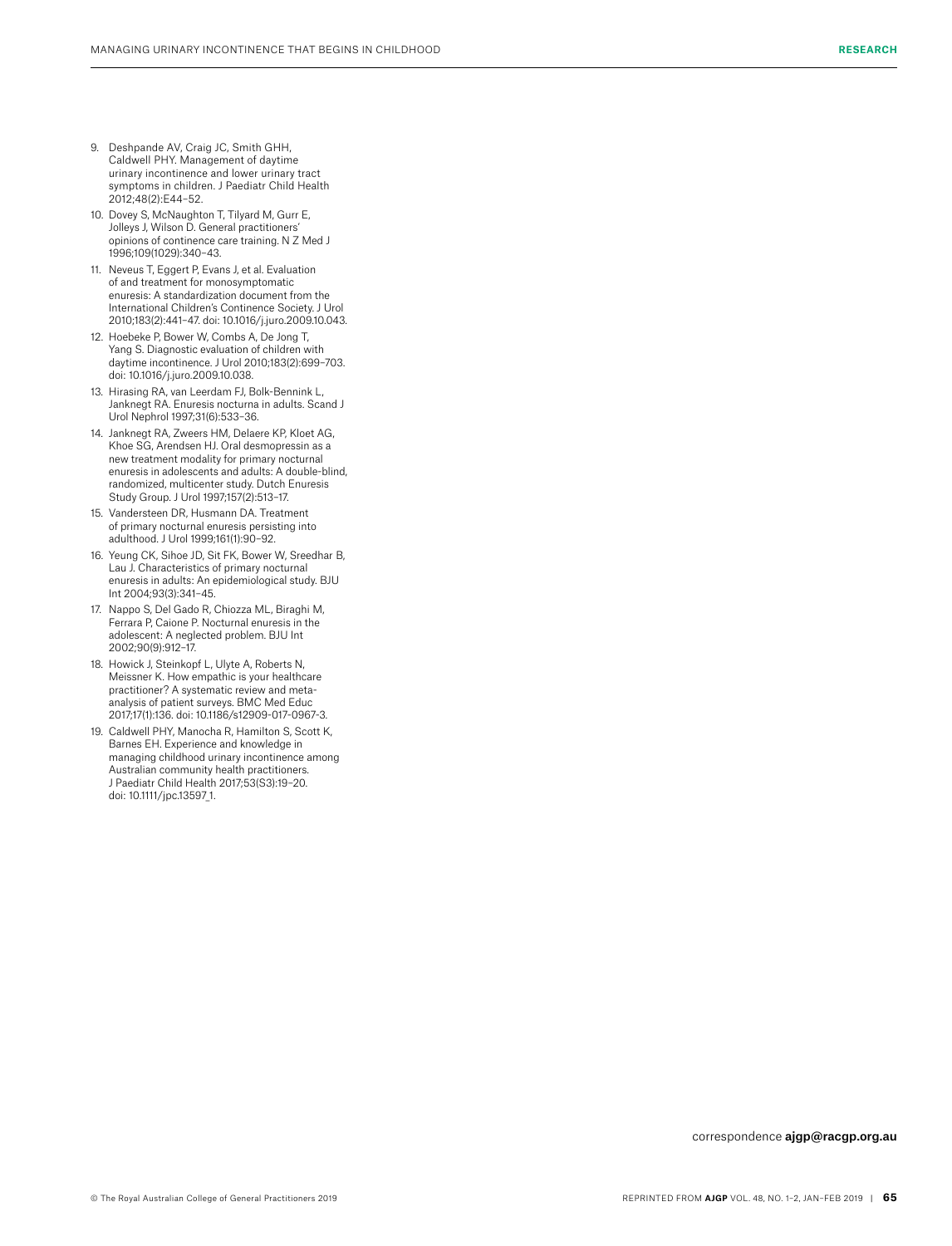9. Deshpande AV, Craig JC, Smith GHH, Caldwell PHY. Management of daytime urinary incontinence and lower urinary tract symptoms in children. J Paediatr Child Health 2012;48(2):E44–52.
10. Dovey S, McNaughton T, Tilyard M, Gurr E, Jolleys J, Wilson D. General practitioners' opinions of continence care training. N Z Med J 1996;109(1029):340–43.
11. Neveus T, Eggert P, Evans J, et al. Evaluation of and treatment for monosymptomatic enuresis: A standardization document from the International Children's Continence Society. J Urol 2010;183(2):441–47. doi: 10.1016/j.juro.2009.10.043.
12. Hoebeke P, Bower W, Combs A, De Jong T, Yang S. Diagnostic evaluation of children with daytime incontinence. J Urol 2010;183(2):699–703. doi: 10.1016/j.juro.2009.10.038.
13. Hirasing RA, van Leerdam FJ, Bolk-Bennink L, Janknegt RA. Enuresis nocturna in adults. Scand J Urol Nephrol 1997;31(6):533–36.
14. Janknegt RA, Zweers HM, Delaere KP, Kloet AG, Khoe SG, Arendsen HJ. Oral desmopressin as a new treatment modality for primary nocturnal enuresis in adolescents and adults: A double-blind, randomized, multicenter study. Dutch Enuresis Study Group. J Urol 1997;157(2):513–17.
15. Vandersteen DR, Husmann DA. Treatment of primary nocturnal enuresis persisting into adulthood. J Urol 1999;161(1):90–92.
16. Yeung CK, Sihoe JD, Sit FK, Bower W, Sreedhar B, Lau J. Characteristics of primary nocturnal enuresis in adults: An epidemiological study. BJU Int 2004;93(3):341–45.
17. Nappo S, Del Gado R, Chiozza ML, Biraghi M, Ferrara P, Caione P. Nocturnal enuresis in the adolescent: A neglected problem. BJU Int 2002;90(9):912–17.
18. Howick J, Steinkopf L, Ulyte A, Roberts N, Meissner K. How empathic is your healthcare practitioner? A systematic review and meta-analysis of patient surveys. BMC Med Educ 2017;17(1):136. doi: 10.1186/s12909-017-0967-3.
19. Caldwell PHY, Manocha R, Hamilton S, Scott K, Barnes EH. Experience and knowledge in managing childhood urinary incontinence among Australian community health practitioners. J Paediatr Child Health 2017;53(S3):19–20. doi: 10.1111/jpc.13597_1.

correspondence **ajgp@racgp.org.au**

© The Royal Australian College of General Practitioners 2019